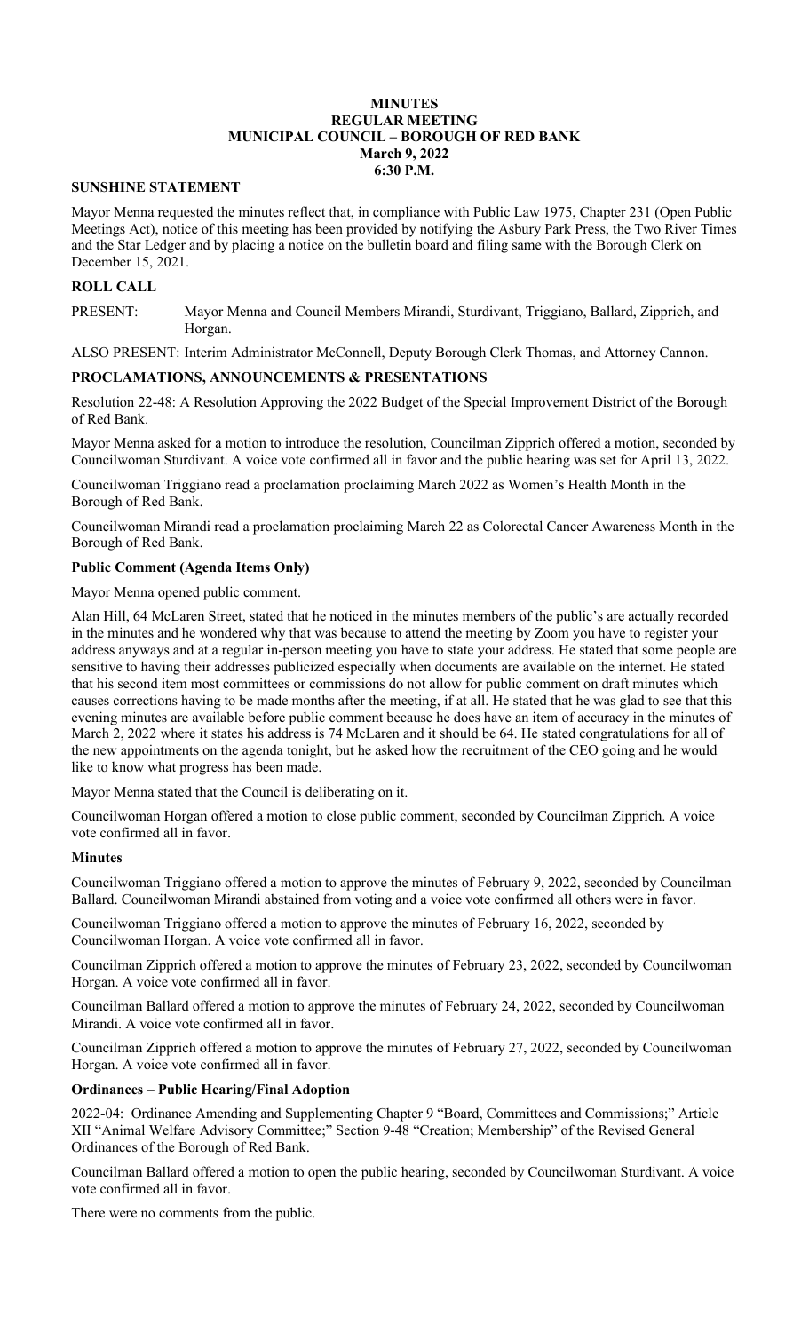**MINUTES**
**REGULAR MEETING**
**MUNICIPAL COUNCIL – BOROUGH OF RED BANK**
**March 9, 2022**
**6:30 P.M.**

## SUNSHINE STATEMENT

Mayor Menna requested the minutes reflect that, in compliance with Public Law 1975, Chapter 231 (Open Public Meetings Act), notice of this meeting has been provided by notifying the Asbury Park Press, the Two River Times and the Star Ledger and by placing a notice on the bulletin board and filing same with the Borough Clerk on December 15, 2021.

## ROLL CALL

PRESENT: Mayor Menna and Council Members Mirandi, Sturdivant, Triggiano, Ballard, Zipprich, and Horgan.

ALSO PRESENT: Interim Administrator McConnell, Deputy Borough Clerk Thomas, and Attorney Cannon.

## PROCLAMATIONS, ANNOUNCEMENTS & PRESENTATIONS

Resolution 22-48: A Resolution Approving the 2022 Budget of the Special Improvement District of the Borough of Red Bank.

Mayor Menna asked for a motion to introduce the resolution, Councilman Zipprich offered a motion, seconded by Councilwoman Sturdivant. A voice vote confirmed all in favor and the public hearing was set for April 13, 2022.

Councilwoman Triggiano read a proclamation proclaiming March 2022 as Women's Health Month in the Borough of Red Bank.

Councilwoman Mirandi read a proclamation proclaiming March 22 as Colorectal Cancer Awareness Month in the Borough of Red Bank.

### Public Comment (Agenda Items Only)

Mayor Menna opened public comment.

Alan Hill, 64 McLaren Street, stated that he noticed in the minutes members of the public's are actually recorded in the minutes and he wondered why that was because to attend the meeting by Zoom you have to register your address anyways and at a regular in-person meeting you have to state your address. He stated that some people are sensitive to having their addresses publicized especially when documents are available on the internet. He stated that his second item most committees or commissions do not allow for public comment on draft minutes which causes corrections having to be made months after the meeting, if at all. He stated that he was glad to see that this evening minutes are available before public comment because he does have an item of accuracy in the minutes of March 2, 2022 where it states his address is 74 McLaren and it should be 64. He stated congratulations for all of the new appointments on the agenda tonight, but he asked how the recruitment of the CEO going and he would like to know what progress has been made.

Mayor Menna stated that the Council is deliberating on it.

Councilwoman Horgan offered a motion to close public comment, seconded by Councilman Zipprich. A voice vote confirmed all in favor.

### Minutes

Councilwoman Triggiano offered a motion to approve the minutes of February 9, 2022, seconded by Councilman Ballard. Councilwoman Mirandi abstained from voting and a voice vote confirmed all others were in favor.

Councilwoman Triggiano offered a motion to approve the minutes of February 16, 2022, seconded by Councilwoman Horgan. A voice vote confirmed all in favor.

Councilman Zipprich offered a motion to approve the minutes of February 23, 2022, seconded by Councilwoman Horgan. A voice vote confirmed all in favor.

Councilman Ballard offered a motion to approve the minutes of February 24, 2022, seconded by Councilwoman Mirandi. A voice vote confirmed all in favor.

Councilman Zipprich offered a motion to approve the minutes of February 27, 2022, seconded by Councilwoman Horgan. A voice vote confirmed all in favor.

### Ordinances – Public Hearing/Final Adoption

2022-04: Ordinance Amending and Supplementing Chapter 9 "Board, Committees and Commissions;" Article XII "Animal Welfare Advisory Committee;" Section 9-48 "Creation; Membership" of the Revised General Ordinances of the Borough of Red Bank.

Councilman Ballard offered a motion to open the public hearing, seconded by Councilwoman Sturdivant. A voice vote confirmed all in favor.

There were no comments from the public.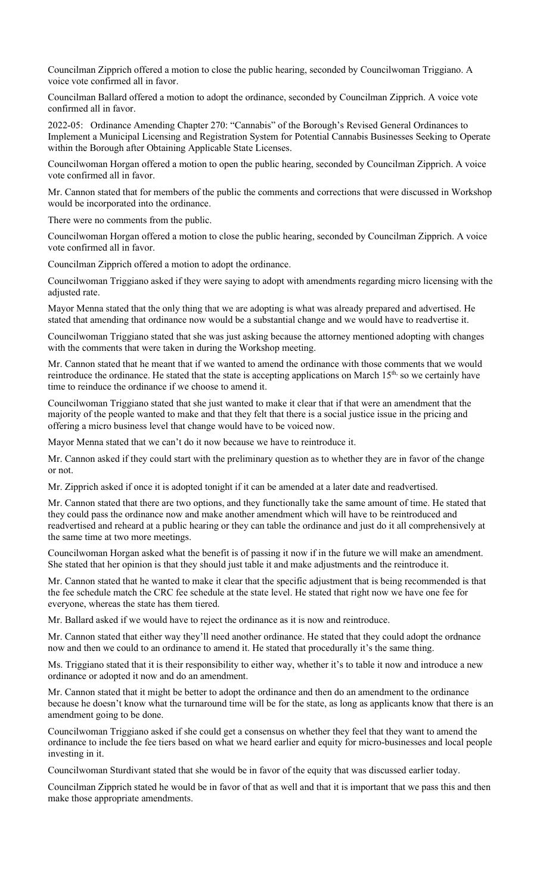Councilman Zipprich offered a motion to close the public hearing, seconded by Councilwoman Triggiano. A voice vote confirmed all in favor.

Councilman Ballard offered a motion to adopt the ordinance, seconded by Councilman Zipprich. A voice vote confirmed all in favor.

2022-05: Ordinance Amending Chapter 270: "Cannabis" of the Borough's Revised General Ordinances to Implement a Municipal Licensing and Registration System for Potential Cannabis Businesses Seeking to Operate within the Borough after Obtaining Applicable State Licenses.

Councilwoman Horgan offered a motion to open the public hearing, seconded by Councilman Zipprich. A voice vote confirmed all in favor.

Mr. Cannon stated that for members of the public the comments and corrections that were discussed in Workshop would be incorporated into the ordinance.

There were no comments from the public.

Councilwoman Horgan offered a motion to close the public hearing, seconded by Councilman Zipprich. A voice vote confirmed all in favor.

Councilman Zipprich offered a motion to adopt the ordinance.

Councilwoman Triggiano asked if they were saying to adopt with amendments regarding micro licensing with the adjusted rate.

Mayor Menna stated that the only thing that we are adopting is what was already prepared and advertised. He stated that amending that ordinance now would be a substantial change and we would have to readvertise it.

Councilwoman Triggiano stated that she was just asking because the attorney mentioned adopting with changes with the comments that were taken in during the Workshop meeting.

Mr. Cannon stated that he meant that if we wanted to amend the ordinance with those comments that we would reintroduce the ordinance. He stated that the state is accepting applications on March 15th, so we certainly have time to reinduce the ordinance if we choose to amend it.

Councilwoman Triggiano stated that she just wanted to make it clear that if that were an amendment that the majority of the people wanted to make and that they felt that there is a social justice issue in the pricing and offering a micro business level that change would have to be voiced now.

Mayor Menna stated that we can't do it now because we have to reintroduce it.

Mr. Cannon asked if they could start with the preliminary question as to whether they are in favor of the change or not.

Mr. Zipprich asked if once it is adopted tonight if it can be amended at a later date and readvertised.

Mr. Cannon stated that there are two options, and they functionally take the same amount of time. He stated that they could pass the ordinance now and make another amendment which will have to be reintroduced and readvertised and reheard at a public hearing or they can table the ordinance and just do it all comprehensively at the same time at two more meetings.

Councilwoman Horgan asked what the benefit is of passing it now if in the future we will make an amendment. She stated that her opinion is that they should just table it and make adjustments and the reintroduce it.

Mr. Cannon stated that he wanted to make it clear that the specific adjustment that is being recommended is that the fee schedule match the CRC fee schedule at the state level. He stated that right now we have one fee for everyone, whereas the state has them tiered.

Mr. Ballard asked if we would have to reject the ordinance as it is now and reintroduce.

Mr. Cannon stated that either way they'll need another ordinance. He stated that they could adopt the ordnance now and then we could to an ordinance to amend it. He stated that procedurally it's the same thing.

Ms. Triggiano stated that it is their responsibility to either way, whether it's to table it now and introduce a new ordinance or adopted it now and do an amendment.

Mr. Cannon stated that it might be better to adopt the ordinance and then do an amendment to the ordinance because he doesn't know what the turnaround time will be for the state, as long as applicants know that there is an amendment going to be done.

Councilwoman Triggiano asked if she could get a consensus on whether they feel that they want to amend the ordinance to include the fee tiers based on what we heard earlier and equity for micro-businesses and local people investing in it.

Councilwoman Sturdivant stated that she would be in favor of the equity that was discussed earlier today.

Councilman Zipprich stated he would be in favor of that as well and that it is important that we pass this and then make those appropriate amendments.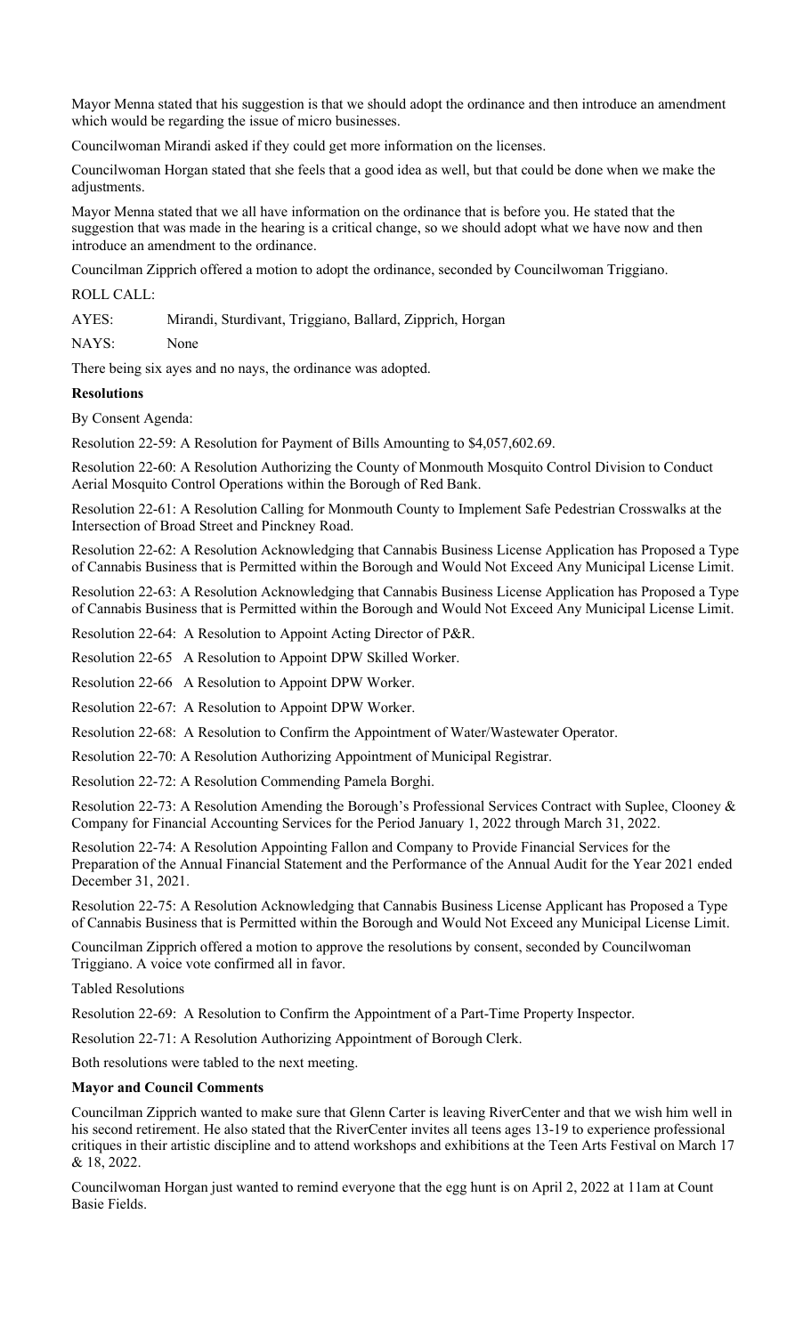Mayor Menna stated that his suggestion is that we should adopt the ordinance and then introduce an amendment which would be regarding the issue of micro businesses.

Councilwoman Mirandi asked if they could get more information on the licenses.

Councilwoman Horgan stated that she feels that a good idea as well, but that could be done when we make the adjustments.

Mayor Menna stated that we all have information on the ordinance that is before you. He stated that the suggestion that was made in the hearing is a critical change, so we should adopt what we have now and then introduce an amendment to the ordinance.

Councilman Zipprich offered a motion to adopt the ordinance, seconded by Councilwoman Triggiano.

ROLL CALL:

AYES: Mirandi, Sturdivant, Triggiano, Ballard, Zipprich, Horgan

NAYS: None

There being six ayes and no nays, the ordinance was adopted.

**Resolutions**

By Consent Agenda:

Resolution 22-59: A Resolution for Payment of Bills Amounting to $4,057,602.69.

Resolution 22-60: A Resolution Authorizing the County of Monmouth Mosquito Control Division to Conduct Aerial Mosquito Control Operations within the Borough of Red Bank.

Resolution 22-61: A Resolution Calling for Monmouth County to Implement Safe Pedestrian Crosswalks at the Intersection of Broad Street and Pinckney Road.

Resolution 22-62: A Resolution Acknowledging that Cannabis Business License Application has Proposed a Type of Cannabis Business that is Permitted within the Borough and Would Not Exceed Any Municipal License Limit.

Resolution 22-63: A Resolution Acknowledging that Cannabis Business License Application has Proposed a Type of Cannabis Business that is Permitted within the Borough and Would Not Exceed Any Municipal License Limit.

Resolution 22-64: A Resolution to Appoint Acting Director of P&R.

Resolution 22-65 A Resolution to Appoint DPW Skilled Worker.

Resolution 22-66 A Resolution to Appoint DPW Worker.

Resolution 22-67: A Resolution to Appoint DPW Worker.

Resolution 22-68: A Resolution to Confirm the Appointment of Water/Wastewater Operator.

Resolution 22-70: A Resolution Authorizing Appointment of Municipal Registrar.

Resolution 22-72: A Resolution Commending Pamela Borghi.

Resolution 22-73: A Resolution Amending the Borough's Professional Services Contract with Suplee, Clooney & Company for Financial Accounting Services for the Period January 1, 2022 through March 31, 2022.

Resolution 22-74: A Resolution Appointing Fallon and Company to Provide Financial Services for the Preparation of the Annual Financial Statement and the Performance of the Annual Audit for the Year 2021 ended December 31, 2021.

Resolution 22-75: A Resolution Acknowledging that Cannabis Business License Applicant has Proposed a Type of Cannabis Business that is Permitted within the Borough and Would Not Exceed any Municipal License Limit.

Councilman Zipprich offered a motion to approve the resolutions by consent, seconded by Councilwoman Triggiano. A voice vote confirmed all in favor.

Tabled Resolutions

Resolution 22-69: A Resolution to Confirm the Appointment of a Part-Time Property Inspector.

Resolution 22-71: A Resolution Authorizing Appointment of Borough Clerk.

Both resolutions were tabled to the next meeting.

**Mayor and Council Comments**

Councilman Zipprich wanted to make sure that Glenn Carter is leaving RiverCenter and that we wish him well in his second retirement. He also stated that the RiverCenter invites all teens ages 13-19 to experience professional critiques in their artistic discipline and to attend workshops and exhibitions at the Teen Arts Festival on March 17 & 18, 2022.

Councilwoman Horgan just wanted to remind everyone that the egg hunt is on April 2, 2022 at 11am at Count Basie Fields.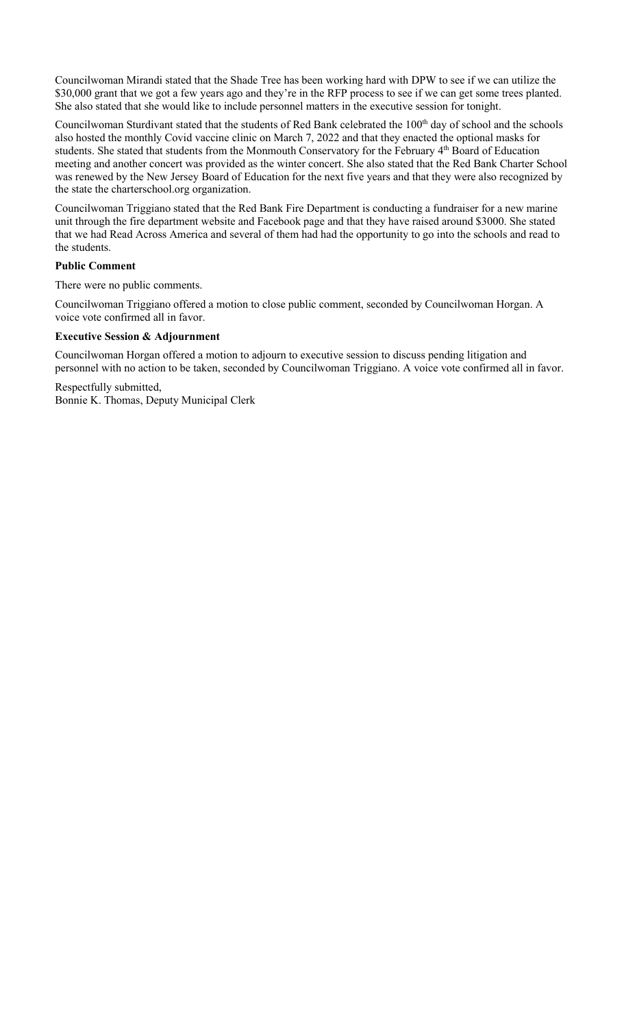Councilwoman Mirandi stated that the Shade Tree has been working hard with DPW to see if we can utilize the $30,000 grant that we got a few years ago and they're in the RFP process to see if we can get some trees planted. She also stated that she would like to include personnel matters in the executive session for tonight.

Councilwoman Sturdivant stated that the students of Red Bank celebrated the 100th day of school and the schools also hosted the monthly Covid vaccine clinic on March 7, 2022 and that they enacted the optional masks for students. She stated that students from the Monmouth Conservatory for the February 4th Board of Education meeting and another concert was provided as the winter concert. She also stated that the Red Bank Charter School was renewed by the New Jersey Board of Education for the next five years and that they were also recognized by the state the charterschool.org organization.

Councilwoman Triggiano stated that the Red Bank Fire Department is conducting a fundraiser for a new marine unit through the fire department website and Facebook page and that they have raised around $3000. She stated that we had Read Across America and several of them had had the opportunity to go into the schools and read to the students.

**Public Comment**

There were no public comments.

Councilwoman Triggiano offered a motion to close public comment, seconded by Councilwoman Horgan. A voice vote confirmed all in favor.

**Executive Session & Adjournment**

Councilwoman Horgan offered a motion to adjourn to executive session to discuss pending litigation and personnel with no action to be taken, seconded by Councilwoman Triggiano. A voice vote confirmed all in favor.

Respectfully submitted,
Bonnie K. Thomas, Deputy Municipal Clerk